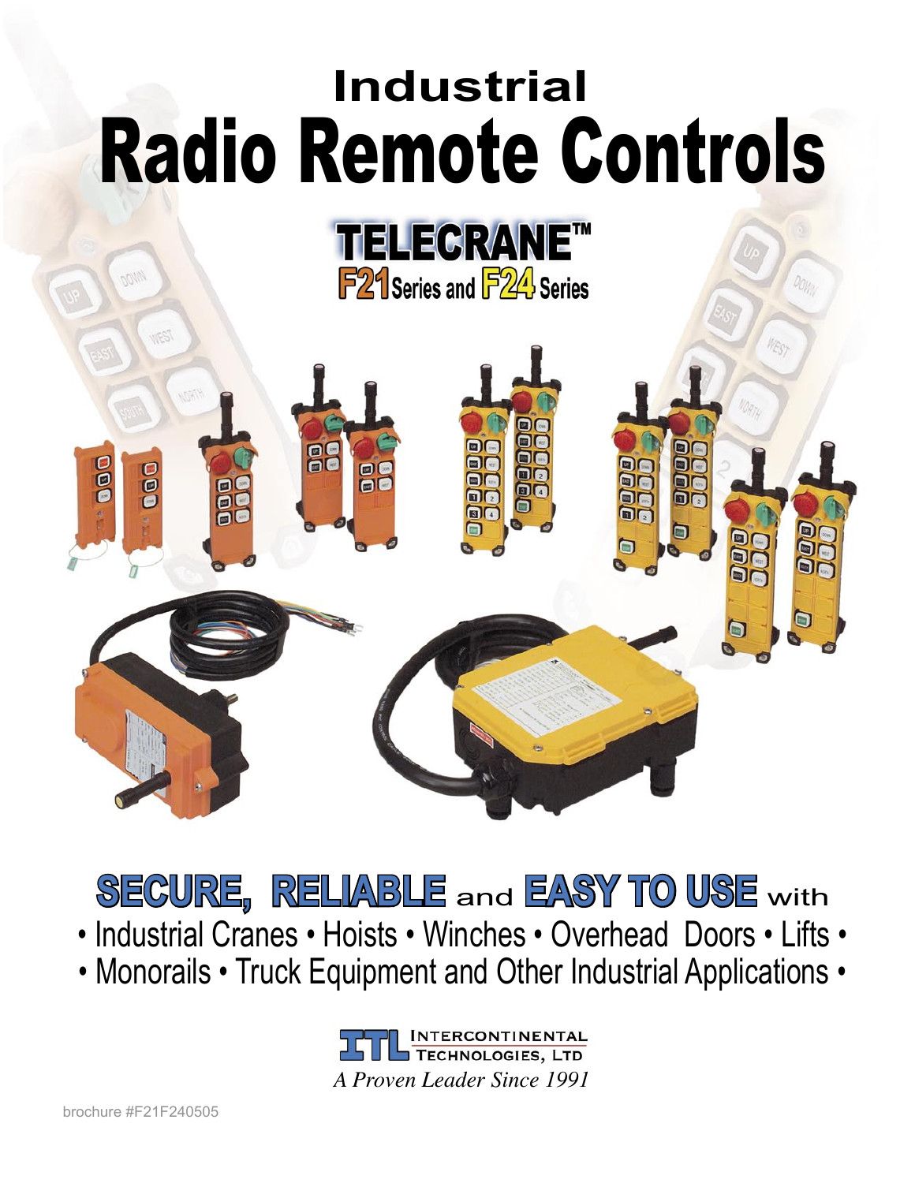# Industrial

# Radio Remote Controls

## TELECRANE™

### F21 Series and F24 Series

## SECURE, RELIABLE and EASY TO USE with

• Industrial Cranes • Hoists • Winches • Overhead Doors • Lifts •
• Monorails • Truck Equipment and Other Industrial Applications •

ITL INTERCONTINENTAL TECHNOLOGIES, LTD

*A Proven Leader Since 1991*

brochure #F21F240505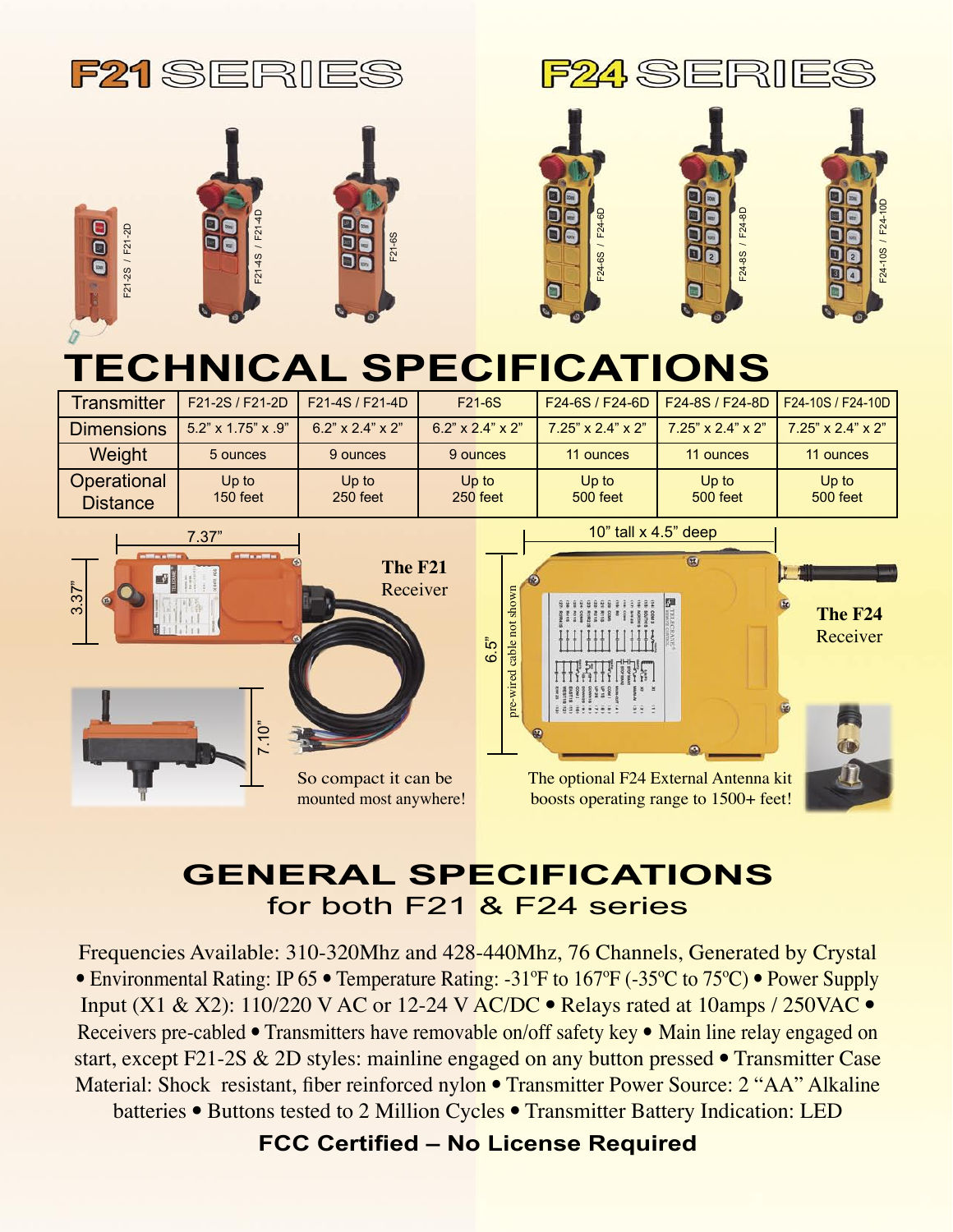# F21 SERIES

# F24 SERIES

F21-2S / F21-2D

F21-4S / F21-4D

F21-6S

F24-6S / F24-6D

F24-8S / F24-8D

F24-10S / F24-10D

# TECHNICAL SPECIFICATIONS

| Transmitter | F21-2S / F21-2D | F21-4S / F21-4D | F21-6S | F24-6S / F24-6D | F24-8S / F24-8D | F24-10S / F24-10D |
|---|---|---|---|---|---|---|
| Dimensions | 5.2" x 1.75" x .9" | 6.2" x 2.4" x 2" | 6.2" x 2.4" x 2" | 7.25" x 2.4" x 2" | 7.25" x 2.4" x 2" | 7.25" x 2.4" x 2" |
| Weight | 5 ounces | 9 ounces | 9 ounces | 11 ounces | 11 ounces | 11 ounces |
| Operational Distance | Up to 150 feet | Up to 250 feet | Up to 250 feet | Up to 500 feet | Up to 500 feet | Up to 500 feet |

7.37"

3.37"

7.10"

**The F21** Receiver

So compact it can be mounted most anywhere!

10" tall x 4.5" deep

6.5"

pre-wired cable not shown

**The F24** Receiver

The optional F24 External Antenna kit boosts operating range to 1500+ feet!

## GENERAL SPECIFICATIONS
### for both F21 & F24 series

Frequencies Available: 310-320Mhz and 428-440Mhz, 76 Channels, Generated by Crystal • Environmental Rating: IP 65 • Temperature Rating: -31ºF to 167ºF (-35ºC to 75ºC) • Power Supply Input (X1 & X2): 110/220 V AC or 12-24 V AC/DC • Relays rated at 10amps / 250VAC • Receivers pre-cabled • Transmitters have removable on/off safety key • Main line relay engaged on start, except F21-2S & 2D styles: mainline engaged on any button pressed • Transmitter Case Material: Shock resistant, fiber reinforced nylon • Transmitter Power Source: 2 "AA" Alkaline batteries • Buttons tested to 2 Million Cycles • Transmitter Battery Indication: LED

**FCC Certified – No License Required**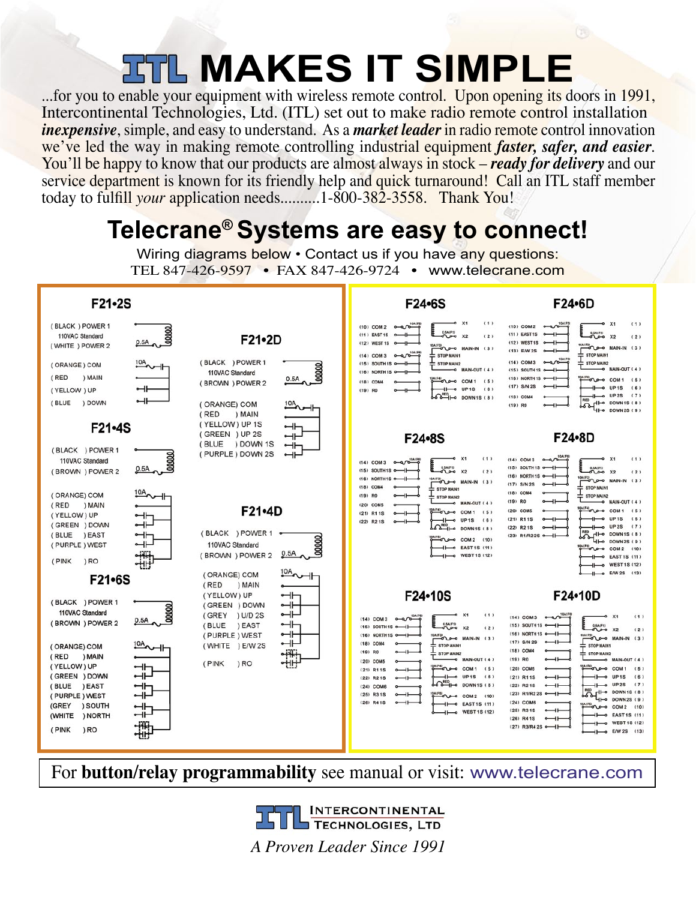# ITL MAKES IT SIMPLE

...for you to enable your equipment with wireless remote control. Upon opening its doors in 1991, Intercontinental Technologies, Ltd. (ITL) set out to make radio remote control installation ***inexpensive***, simple, and easy to understand. As a ***market leader*** in radio remote control innovation we've led the way in making remote controlling industrial equipment ***faster, safer, and easier***. You'll be happy to know that our products are almost always in stock – ***ready for delivery*** and our service department is known for its friendly help and quick turnaround! Call an ITL staff member today to fulfill *your* application needs..........1-800-382-3558. Thank You!

## Telecrane® Systems are easy to connect!

Wiring diagrams below • Contact us if you have any questions:
TEL 847-426-9597 • FAX 847-426-9724 • www.telecrane.com

### F21•2S

(BLACK) POWER 1
110VAC Standard
(WHITE) POWER 2
0.5A

(ORANGE) COM — 10A
(RED) MAIN
(YELLOW) UP
(BLUE) DOWN

### F21•2D

(BLACK) POWER 1
110VAC Standard
(BROWN) POWER 2
0.5A

(ORANGE) COM — 10A
(RED) MAIN
(YELLOW) UP 1S
(GREEN) UP 2S
(BLUE) DOWN 1S
(PURPLE) DOWN 2S

### F21•4S

(BLACK) POWER 1
110VAC Standard
(BROWN) POWER 2
0.5A

(ORANGE) COM — 10A
(RED) MAIN
(YELLOW) UP
(GREEN) DOWN
(BLUE) EAST
(PURPLE) WEST
(PINK) RO

### F21•4D

(BLACK) POWER 1
110VAC Standard
(BROWN) POWER 2
0.5A

(ORANGE) COM — 10A
(RED) MAIN
(YELLOW) UP
(GREEN) DOWN
(GREY) U/D 2S
(BLUE) EAST
(PURPLE) WEST
(WHITE) E/W 2S
(PINK) RO

### F21•6S

(BLACK) POWER 1
110VAC Standard
(BROWN) POWER 2
0.5A

(ORANGE) COM — 10A
(RED) MAIN
(YELLOW) UP
(GREEN) DOWN
(BLUE) EAST
(PURPLE) WEST
(GREY) SOUTH
(WHITE) NORTH
(PINK) RO

### F24•6S

(10) COM 2, (11) EAST 1S, (12) WEST 1S, (14) COM 3, (15) SOUTH 1S, (16) NORTH 1S, (18) COM4, (19) R0

X1 (1), X2 (2), MAIN-IN (3), STOP MAIN1, STOP MAIN2, MAIN-OUT (4), COM 1 (5), UP 1S (6), DOWN 1S (8)

### F24•6D

(10) COM 2, (11) EAST 1S, (12) WEST 1S, (13) E/W 2S, (14) COM3, (15) SOUTH 1S, (16) NORTH 1S, (17) S/N 2S, (18) COM4, (19) R0

X1 (1), X2 (2), MAIN-IN (3), STOP MAIN1, STOP MAIN2, MAIN-OUT (4), COM 1 (5), UP 1S (6), UP 2S (7), DOWN 1S (8), DOWN 2S (9)

### F24•8S

(14) COM 3, (15) SOUTH 1S, (16) NORTH 1S, (18) COM4, (19) R0, (20) COM5, (21) R1 1S, (22) R2 1S

X1 (1), X2 (2), MAIN-IN (3), STOP MAIN1, STOP MAIN2, MAIN-OUT (4), COM 1 (5), UP 1S (6), DOWN 1S (8), COM 2 (10), EAST 1S (11), WEST 1S (12)

### F24•8D

(14) COM 3, (15) SOUTH 1S, (16) NORTH 1S, (17) S/N 2S, (18) COM4, (19) R0, (20) COM5, (21) R1 1S, (22) R2 1S, (23) R1/R2 2S

X1 (1), X2 (2), MAIN-IN (3), STOP MAIN1, STOP MAIN2, MAIN-OUT (4), COM 1 (5), UP 1S (6), UP 2S (7), DOWN 1S (8), DOWN 2S (9), COM 2 (10), EAST 1S (11), WEST 1S (12), E/W 2S (13)

### F24•10S

(14) COM 3, (15) SOUTH 1S, (16) NORTH 1S, (18) COM4, (19) R0, (20) COM5, (21) R1 1S, (22) R2 1S, (24) COM6, (25) R3 1S, (26) R4 1S

X1 (1), X2 (2), MAIN-IN (3), STOP MAIN1, STOP MAIN2, MAIN-OUT (4), COM 1 (5), UP 1S (6), DOWN 1S (8), COM 2 (10), EAST 1S (11), WEST 1S (12)

### F24•10D

(14) COM 3, (15) SOUTH 1S, (16) NORTH 1S, (17) S/N 2S, (18) COM4, (19) R0, (20) COM5, (21) R1 1S, (22) R2 1S, (23) R1/R2 2S, (24) COM6, (25) R3 1S, (26) R4 1S, (27) R3/R4 2S

X1 (1), X2 (2), MAIN-IN (3), STOP MAIN1, STOP MAIN2, MAIN-OUT (4), COM 1 (5), UP 1S (6), UP 2S (7), DOWN 1S (8), DOWN 2S (9), COM 2 (10), EAST 1S (11), WEST 1S (12), E/W 2S (13)

For **button/relay programmability** see manual or visit: www.telecrane.com

INTERCONTINENTAL TECHNOLOGIES, LTD

*A Proven Leader Since 1991*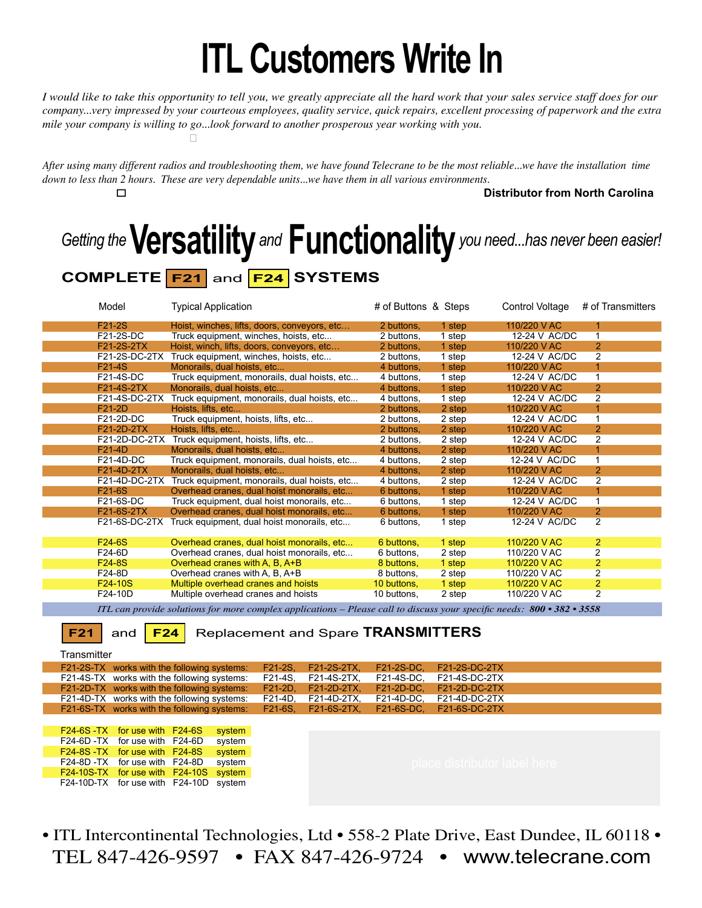# ITL Customers Write In

*I would like to take this opportunity to tell you, we greatly appreciate all the hard work that your sales service staff does for our company...very impressed by your courteous employees, quality service, quick repairs, excellent processing of paperwork and the extra mile your company is willing to go...look forward to another prosperous year working with you.*

*After using many different radios and troubleshooting them, we have found Telecrane to be the most reliable...we have the installation time down to less than 2 hours. These are very dependable units...we have them in all various environments.*

**Distributor from North Carolina**

## *Getting the* Versatility *and* Functionality *you need...has never been easier!*

### COMPLETE F21 and F24 SYSTEMS

| Model | Typical Application | # of Buttons | Steps | Control Voltage | # of Transmitters |
|---|---|---|---|---|---|
| F21-2S | Hoist, winches, lifts, doors, conveyors, etc… | 2 buttons, | 1 step | 110/220 V AC | 1 |
| F21-2S-DC | Truck equipment, winches, hoists, etc... | 2 buttons, | 1 step | 12-24 V AC/DC | 1 |
| F21-2S-2TX | Hoist, winch, lifts, doors, conveyors, etc… | 2 buttons, | 1 step | 110/220 V AC | 2 |
| F21-2S-DC-2TX | Truck equipment, winches, hoists, etc... | 2 buttons, | 1 step | 12-24 V AC/DC | 2 |
| F21-4S | Monorails, dual hoists, etc... | 4 buttons, | 1 step | 110/220 V AC | 1 |
| F21-4S-DC | Truck equipment, monorails, dual hoists, etc... | 4 buttons, | 1 step | 12-24 V AC/DC | 1 |
| F21-4S-2TX | Monorails, dual hoists, etc... | 4 buttons, | 1 step | 110/220 V AC | 2 |
| F21-4S-DC-2TX | Truck equipment, monorails, dual hoists, etc... | 4 buttons, | 1 step | 12-24 V AC/DC | 2 |
| F21-2D | Hoists, lifts, etc... | 2 buttons, | 2 step | 110/220 V AC | 1 |
| F21-2D-DC | Truck equipment, hoists, lifts, etc... | 2 buttons, | 2 step | 12-24 V AC/DC | 1 |
| F21-2D-2TX | Hoists, lifts, etc... | 2 buttons, | 2 step | 110/220 V AC | 2 |
| F21-2D-DC-2TX | Truck equipment, hoists, lifts, etc... | 2 buttons, | 2 step | 12-24 V AC/DC | 2 |
| F21-4D | Monorails, dual hoists, etc... | 4 buttons, | 2 step | 110/220 V AC | 1 |
| F21-4D-DC | Truck equipment, monorails, dual hoists, etc... | 4 buttons, | 2 step | 12-24 V AC/DC | 1 |
| F21-4D-2TX | Monorails, dual hoists, etc... | 4 buttons, | 2 step | 110/220 V AC | 2 |
| F21-4D-DC-2TX | Truck equipment, monorails, dual hoists, etc... | 4 buttons, | 2 step | 12-24 V AC/DC | 2 |
| F21-6S | Overhead cranes, dual hoist monorails, etc... | 6 buttons, | 1 step | 110/220 V AC | 1 |
| F21-6S-DC | Truck equipment, dual hoist monorails, etc... | 6 buttons, | 1 step | 12-24 V AC/DC | 1 |
| F21-6S-2TX | Overhead cranes, dual hoist monorails, etc... | 6 buttons, | 1 step | 110/220 V AC | 2 |
| F21-6S-DC-2TX | Truck equipment, dual hoist monorails, etc... | 6 buttons, | 1 step | 12-24 V AC/DC | 2 |
| F24-6S | Overhead cranes, dual hoist monorails, etc... | 6 buttons, | 1 step | 110/220 V AC | 2 |
| F24-6D | Overhead cranes, dual hoist monorails, etc... | 6 buttons, | 2 step | 110/220 V AC | 2 |
| F24-8S | Overhead cranes with A, B, A+B | 8 buttons, | 1 step | 110/220 V AC | 2 |
| F24-8D | Overhead cranes with A, B, A+B | 8 buttons, | 2 step | 110/220 V AC | 2 |
| F24-10S | Multiple overhead cranes and hoists | 10 buttons, | 1 step | 110/220 V AC | 2 |
| F24-10D | Multiple overhead cranes and hoists | 10 buttons, | 2 step | 110/220 V AC | 2 |

*ITL can provide solutions for more complex applications – Please call to discuss your specific needs:* ***800 • 382 • 3558***

### F21 and F24 Replacement and Spare TRANSMITTERS

| Transmitter | | | | | |
|---|---|---|---|---|---|
| F21-2S-TX | works with the following systems: | F21-2S, | F21-2S-2TX, | F21-2S-DC, | F21-2S-DC-2TX |
| F21-4S-TX | works with the following systems: | F21-4S, | F21-4S-2TX, | F21-4S-DC, | F21-4S-DC-2TX |
| F21-2D-TX | works with the following systems: | F21-2D, | F21-2D-2TX, | F21-2D-DC, | F21-2D-DC-2TX |
| F21-4D-TX | works with the following systems: | F21-4D, | F21-4D-2TX, | F21-4D-DC, | F21-4D-DC-2TX |
| F21-6S-TX | works with the following systems: | F21-6S, | F21-6S-2TX, | F21-6S-DC, | F21-6S-DC-2TX |

| | | | |
|---|---|---|---|
| F24-6S -TX | for use with | F24-6S | system |
| F24-6D -TX | for use with | F24-6D | system |
| F24-8S -TX | for use with | F24-8S | system |
| F24-8D -TX | for use with | F24-8D | system |
| F24-10S-TX | for use with | F24-10S | system |
| F24-10D-TX | for use with | F24-10D | system |

place distributor label here

• ITL Intercontinental Technologies, Ltd • 558-2 Plate Drive, East Dundee, IL 60118 •

TEL 847-426-9597 • FAX 847-426-9724 • www.telecrane.com